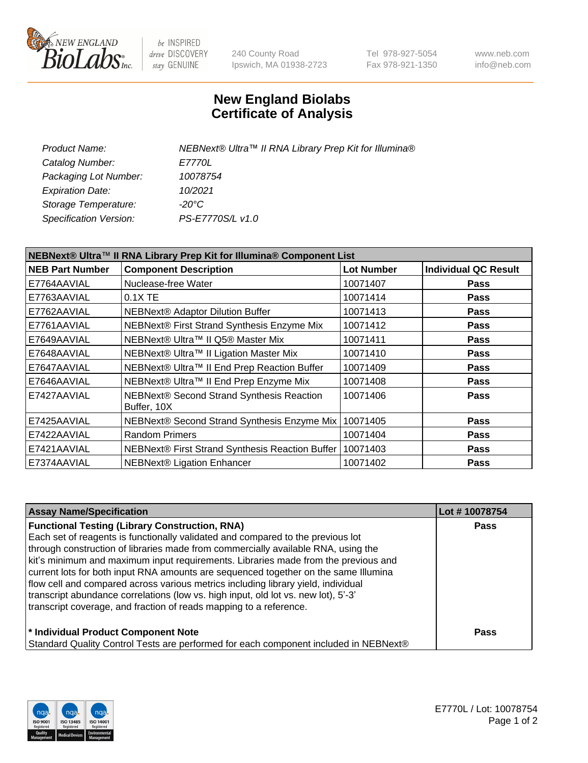# New England Biolabs Certificate of Analysis

| | |
|---|---|
| *Product Name:* | *NEBNext® Ultra™ II RNA Library Prep Kit for Illumina®* |
| *Catalog Number:* | *E7770L* |
| *Packaging Lot Number:* | *10078754* |
| *Expiration Date:* | *10/2021* |
| *Storage Temperature:* | *-20°C* |
| *Specification Version:* | *PS-E7770S/L v1.0* |

| **NEBNext® Ultra™ II RNA Library Prep Kit for Illumina® Component List** | | | |
|---|---|---|---|
| **NEB Part Number** | **Component Description** | **Lot Number** | **Individual QC Result** |
| E7764AAVIAL | Nuclease-free Water | 10071407 | **Pass** |
| E7763AAVIAL | 0.1X TE | 10071414 | **Pass** |
| E7762AAVIAL | NEBNext® Adaptor Dilution Buffer | 10071413 | **Pass** |
| E7761AAVIAL | NEBNext® First Strand Synthesis Enzyme Mix | 10071412 | **Pass** |
| E7649AAVIAL | NEBNext® Ultra™ II Q5® Master Mix | 10071411 | **Pass** |
| E7648AAVIAL | NEBNext® Ultra™ II Ligation Master Mix | 10071410 | **Pass** |
| E7647AAVIAL | NEBNext® Ultra™ II End Prep Reaction Buffer | 10071409 | **Pass** |
| E7646AAVIAL | NEBNext® Ultra™ II End Prep Enzyme Mix | 10071408 | **Pass** |
| E7427AAVIAL | NEBNext® Second Strand Synthesis Reaction Buffer, 10X | 10071406 | **Pass** |
| E7425AAVIAL | NEBNext® Second Strand Synthesis Enzyme Mix | 10071405 | **Pass** |
| E7422AAVIAL | Random Primers | 10071404 | **Pass** |
| E7421AAVIAL | NEBNext® First Strand Synthesis Reaction Buffer | 10071403 | **Pass** |
| E7374AAVIAL | NEBNext® Ligation Enhancer | 10071402 | **Pass** |

| **Assay Name/Specification** | **Lot # 10078754** |
|---|---|
| **Functional Testing (Library Construction, RNA)**<br>Each set of reagents is functionally validated and compared to the previous lot through construction of libraries made from commercially available RNA, using the kit's minimum and maximum input requirements. Libraries made from the previous and current lots for both input RNA amounts are sequenced together on the same Illumina flow cell and compared across various metrics including library yield, individual transcript abundance correlations (low vs. high input, old lot vs. new lot), 5'-3' transcript coverage, and fraction of reads mapping to a reference. | **Pass** |
| **\* Individual Product Component Note**<br>Standard Quality Control Tests are performed for each component included in NEBNext® | **Pass** |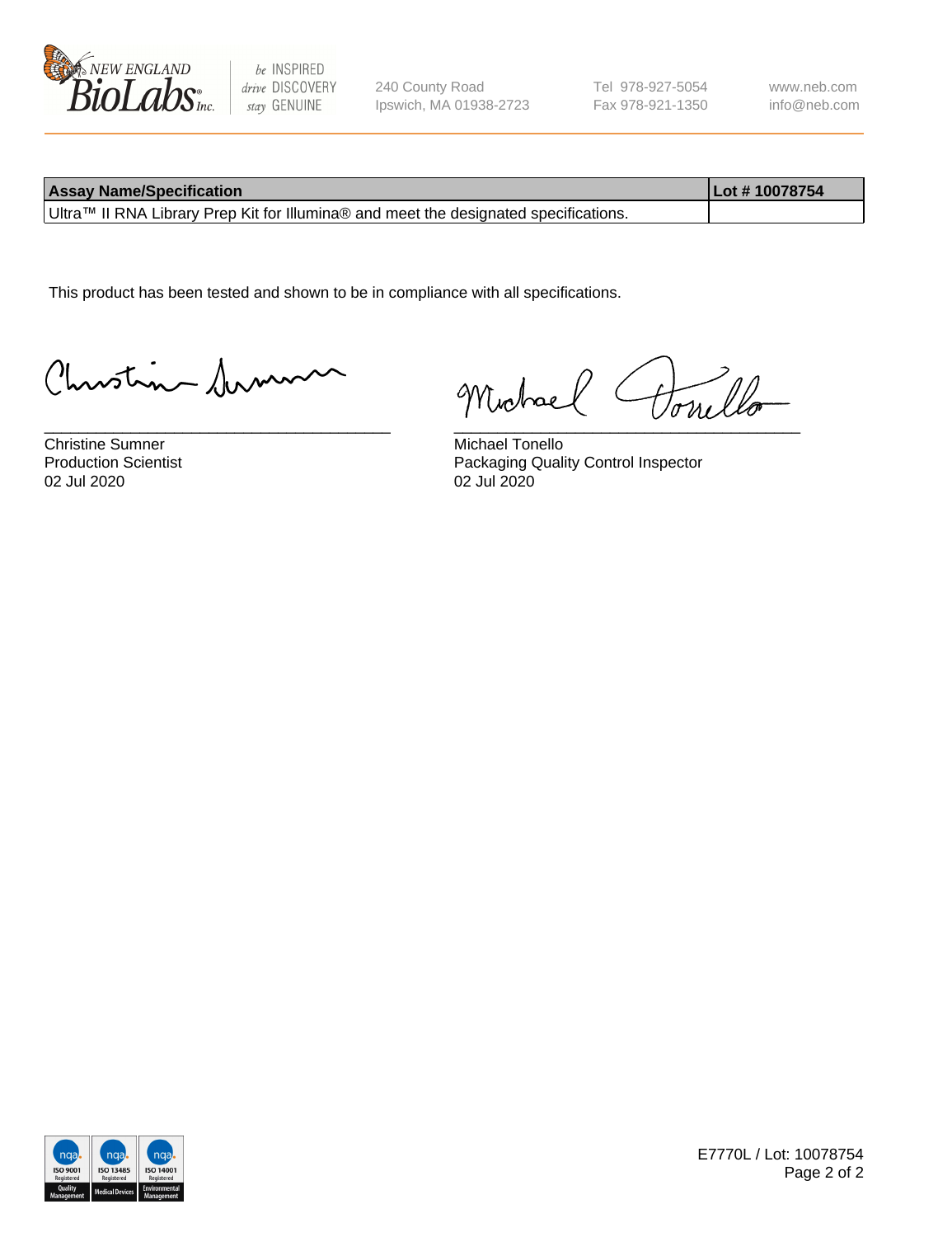NEW ENGLAND BioLabs Inc. — be INSPIRED drive DISCOVERY stay GENUINE

240 County Road
Ipswich, MA 01938-2723

Tel 978-927-5054
Fax 978-921-1350

www.neb.com
info@neb.com

| Assay Name/Specification | Lot # 10078754 |
| --- | --- |
| Ultra™ II RNA Library Prep Kit for Illumina® and meet the designated specifications. | |

This product has been tested and shown to be in compliance with all specifications.

Christine Sumner
Production Scientist
02 Jul 2020

Michael Tonello
Packaging Quality Control Inspector
02 Jul 2020

E7770L / Lot: 10078754